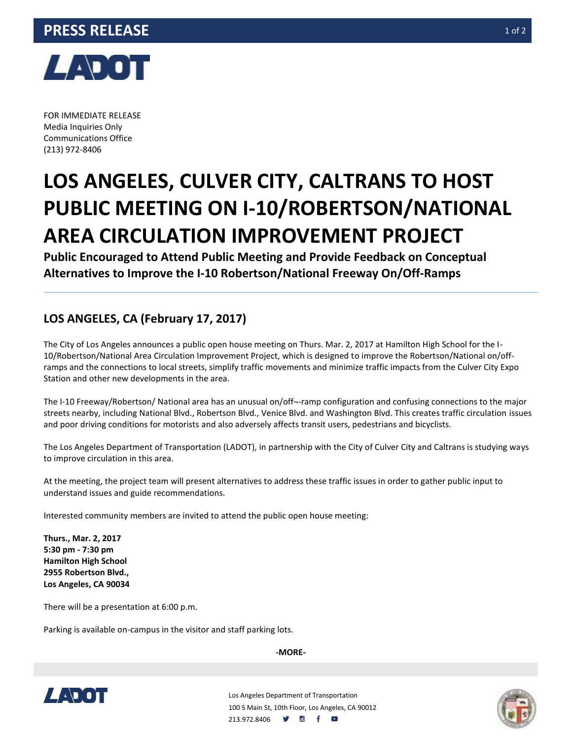**PRESS RELEASE**

FOR IMMEDIATE RELEASE
Media Inquiries Only
Communications Office
(213) 972-8406

# LOS ANGELES, CULVER CITY, CALTRANS TO HOST PUBLIC MEETING ON I-10/ROBERTSON/NATIONAL AREA CIRCULATION IMPROVEMENT PROJECT

**Public Encouraged to Attend Public Meeting and Provide Feedback on Conceptual Alternatives to Improve the I-10 Robertson/National Freeway On/Off-Ramps**

## LOS ANGELES, CA (February 17, 2017)

The City of Los Angeles announces a public open house meeting on Thurs. Mar. 2, 2017 at Hamilton High School for the I-10/Robertson/National Area Circulation Improvement Project, which is designed to improve the Robertson/National on/off-ramps and the connections to local streets, simplify traffic movements and minimize traffic impacts from the Culver City Expo Station and other new developments in the area.

The I-10 Freeway/Robertson/ National area has an unusual on/off¬-ramp configuration and confusing connections to the major streets nearby, including National Blvd., Robertson Blvd., Venice Blvd. and Washington Blvd. This creates traffic circulation issues and poor driving conditions for motorists and also adversely affects transit users, pedestrians and bicyclists.

The Los Angeles Department of Transportation (LADOT), in partnership with the City of Culver City and Caltrans is studying ways to improve circulation in this area.

At the meeting, the project team will present alternatives to address these traffic issues in order to gather public input to understand issues and guide recommendations.

Interested community members are invited to attend the public open house meeting:

**Thurs., Mar. 2, 2017**
**5:30 pm - 7:30 pm**
**Hamilton High School**
**2955 Robertson Blvd.,**
**Los Angeles, CA 90034**

There will be a presentation at 6:00 p.m.

Parking is available on-campus in the visitor and staff parking lots.

**-MORE-**

Los Angeles Department of Transportation
100 S Main St, 10th Floor, Los Angeles, CA 90012
213.972.8406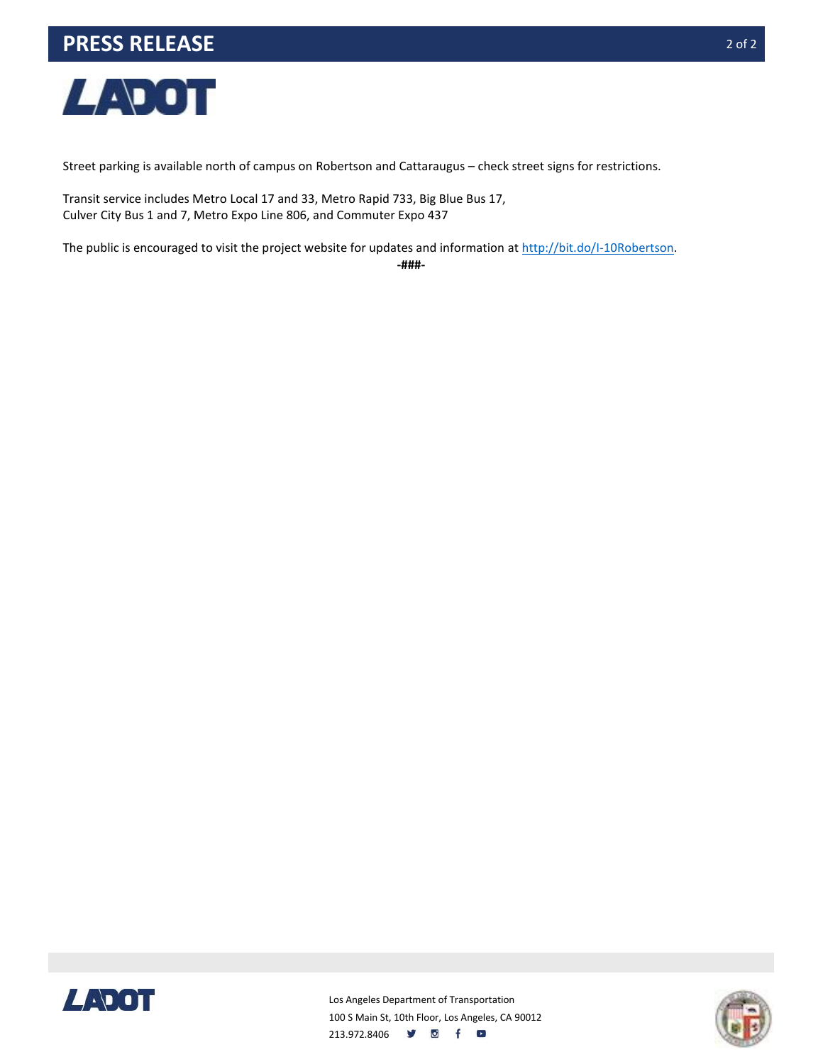Street parking is available north of campus on Robertson and Cattaraugus – check street signs for restrictions.

Transit service includes Metro Local 17 and 33, Metro Rapid 733, Big Blue Bus 17, Culver City Bus 1 and 7, Metro Expo Line 806, and Commuter Expo 437

The public is encouraged to visit the project website for updates and information at http://bit.do/I-10Robertson.

**-###-**

Los Angeles Department of Transportation
100 S Main St, 10th Floor, Los Angeles, CA 90012
213.972.8406